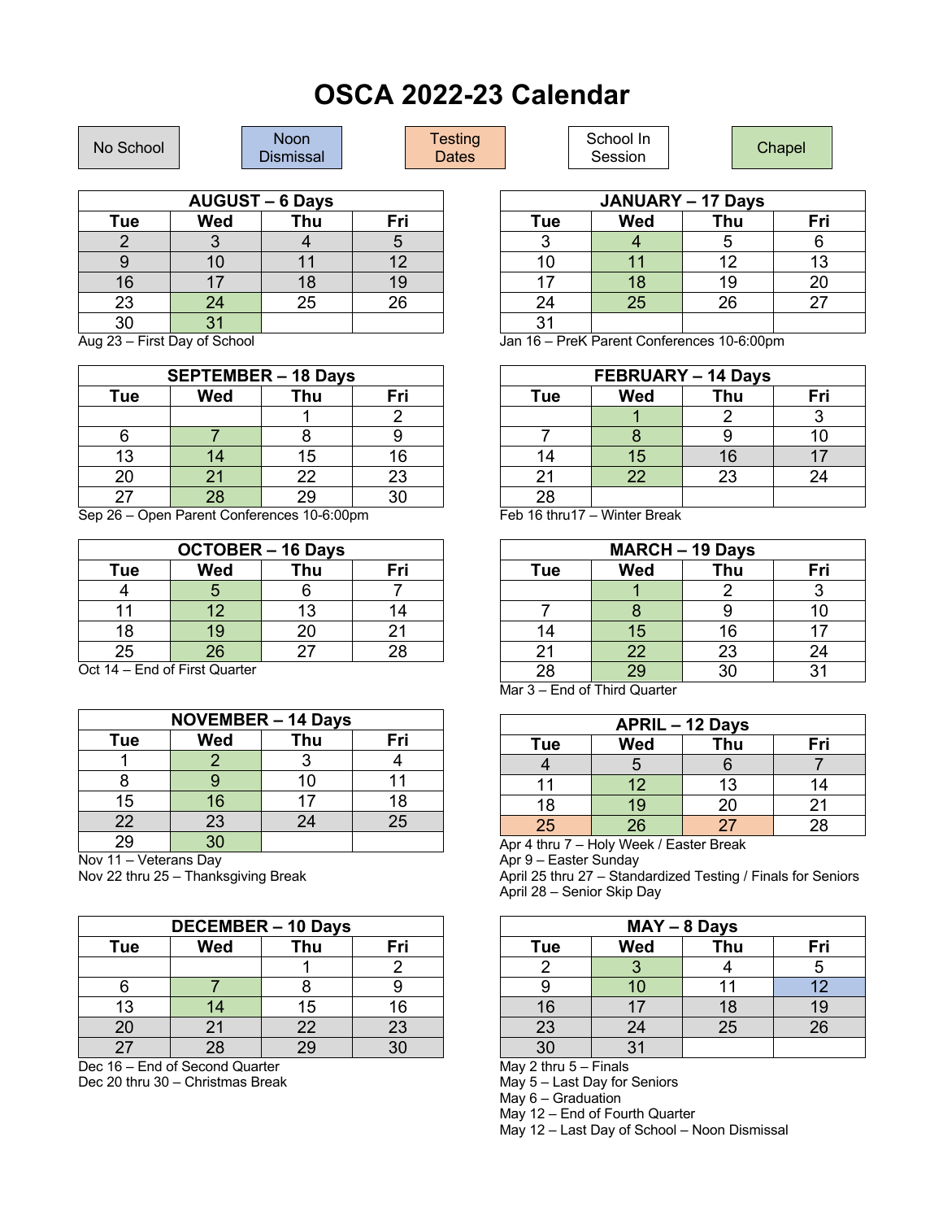# OSCA 2022-23 Calendar

No School | Noon Dismissal | Testing Dates | School In Session | Chapel

| AUGUST – 6 Days | | | |
|---|---|---|---|
| Tue | Wed | Thu | Fri |
| 2 | 3 | 4 | 5 |
| 9 | 10 | 11 | 12 |
| 16 | 17 | 18 | 19 |
| 23 | 24 | 25 | 26 |
| 30 | 31 | | |

Aug 23 – First Day of School

| SEPTEMBER – 18 Days | | | |
|---|---|---|---|
| Tue | Wed | Thu | Fri |
| | | 1 | 2 |
| 6 | 7 | 8 | 9 |
| 13 | 14 | 15 | 16 |
| 20 | 21 | 22 | 23 |
| 27 | 28 | 29 | 30 |

Sep 26 – Open Parent Conferences 10-6:00pm

| OCTOBER – 16 Days | | | |
|---|---|---|---|
| Tue | Wed | Thu | Fri |
| 4 | 5 | 6 | 7 |
| 11 | 12 | 13 | 14 |
| 18 | 19 | 20 | 21 |
| 25 | 26 | 27 | 28 |

Oct 14 – End of First Quarter

| NOVEMBER – 14 Days | | | |
|---|---|---|---|
| Tue | Wed | Thu | Fri |
| 1 | 2 | 3 | 4 |
| 8 | 9 | 10 | 11 |
| 15 | 16 | 17 | 18 |
| 22 | 23 | 24 | 25 |
| 29 | 30 | | |

Nov 11 – Veterans Day
Nov 22 thru 25 – Thanksgiving Break

| DECEMBER – 10 Days | | | |
|---|---|---|---|
| Tue | Wed | Thu | Fri |
| | | 1 | 2 |
| 6 | 7 | 8 | 9 |
| 13 | 14 | 15 | 16 |
| 20 | 21 | 22 | 23 |
| 27 | 28 | 29 | 30 |

Dec 16 – End of Second Quarter
Dec 20 thru 30 – Christmas Break

| JANUARY – 17 Days | | | |
|---|---|---|---|
| Tue | Wed | Thu | Fri |
| 3 | 4 | 5 | 6 |
| 10 | 11 | 12 | 13 |
| 17 | 18 | 19 | 20 |
| 24 | 25 | 26 | 27 |
| 31 | | | |

Jan 16 – PreK Parent Conferences 10-6:00pm

| FEBRUARY – 14 Days | | | |
|---|---|---|---|
| Tue | Wed | Thu | Fri |
| | 1 | 2 | 3 |
| 7 | 8 | 9 | 10 |
| 14 | 15 | 16 | 17 |
| 21 | 22 | 23 | 24 |
| 28 | | | |

Feb 16 thru17 – Winter Break

| MARCH – 19 Days | | | |
|---|---|---|---|
| Tue | Wed | Thu | Fri |
| | 1 | 2 | 3 |
| 7 | 8 | 9 | 10 |
| 14 | 15 | 16 | 17 |
| 21 | 22 | 23 | 24 |
| 28 | 29 | 30 | 31 |

Mar 3 – End of Third Quarter

| APRIL – 12 Days | | | |
|---|---|---|---|
| Tue | Wed | Thu | Fri |
| 4 | 5 | 6 | 7 |
| 11 | 12 | 13 | 14 |
| 18 | 19 | 20 | 21 |
| 25 | 26 | 27 | 28 |

Apr 4 thru 7 – Holy Week / Easter Break
Apr 9 – Easter Sunday
April 25 thru 27 – Standardized Testing / Finals for Seniors
April 28 – Senior Skip Day

| MAY – 8 Days | | | |
|---|---|---|---|
| Tue | Wed | Thu | Fri |
| 2 | 3 | 4 | 5 |
| 9 | 10 | 11 | 12 |
| 16 | 17 | 18 | 19 |
| 23 | 24 | 25 | 26 |
| 30 | 31 | | |

May 2 thru 5 – Finals
May 5 – Last Day for Seniors
May 6 – Graduation
May 12 – End of Fourth Quarter
May 12 – Last Day of School – Noon Dismissal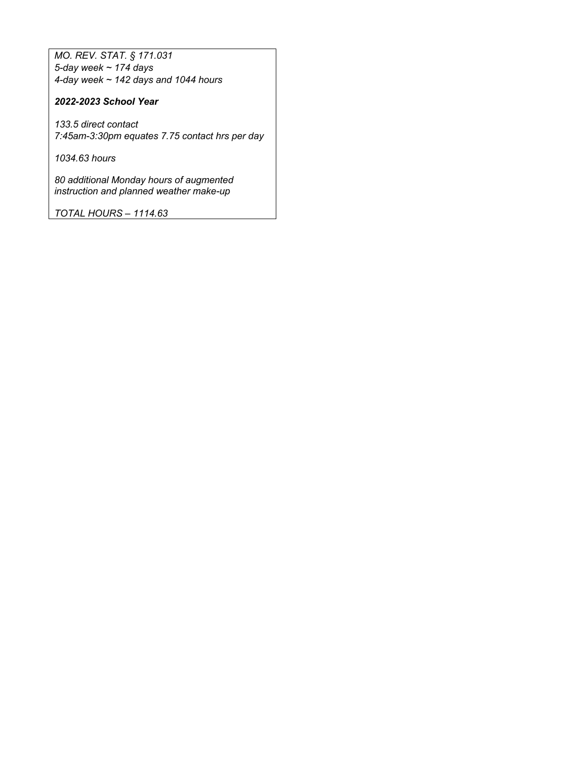*MO. REV. STAT. § 171.031*
*5-day week ~ 174 days*
*4-day week ~ 142 days and 1044 hours*

***2022-2023 School Year***

*133.5 direct contact*
*7:45am-3:30pm equates 7.75 contact hrs per day*

*1034.63 hours*

*80 additional Monday hours of augmented instruction and planned weather make-up*

*TOTAL HOURS – 1114.63*